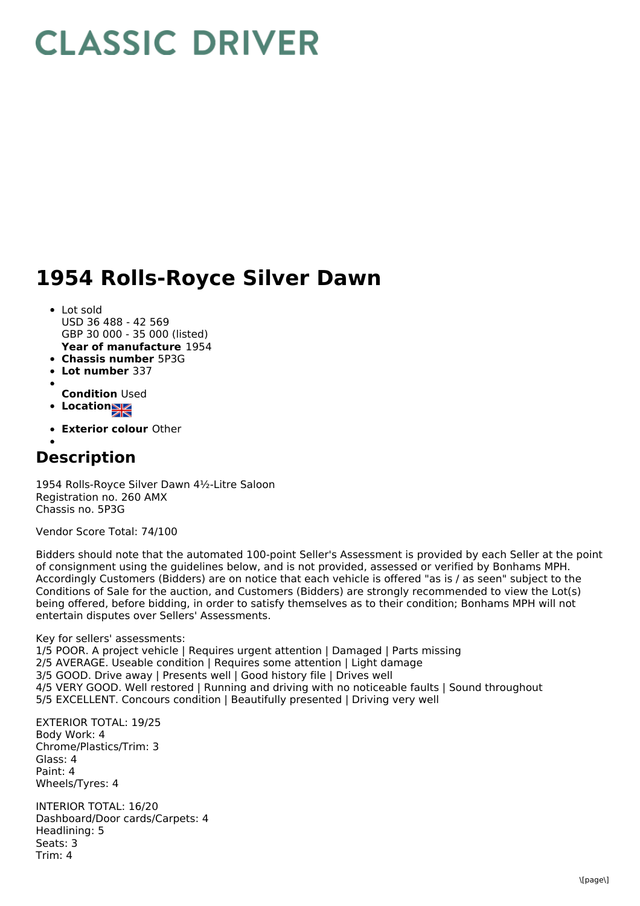# CLASSIC DRIVER

# 1954 Rolls-Royce Silver Dawn

- Lot sold
  USD 36 488 - 42 569
  GBP 30 000 - 35 000 (listed)
  **Year of manufacture** 1954
- **Chassis number** 5P3G
- **Lot number** 337
- **Condition** Used
- **Location**
- **Exterior colour** Other

## Description

1954 Rolls-Royce Silver Dawn 4½-Litre Saloon
Registration no. 260 AMX
Chassis no. 5P3G

Vendor Score Total: 74/100

Bidders should note that the automated 100-point Seller's Assessment is provided by each Seller at the point of consignment using the guidelines below, and is not provided, assessed or verified by Bonhams MPH. Accordingly Customers (Bidders) are on notice that each vehicle is offered "as is / as seen" subject to the Conditions of Sale for the auction, and Customers (Bidders) are strongly recommended to view the Lot(s) being offered, before bidding, in order to satisfy themselves as to their condition; Bonhams MPH will not entertain disputes over Sellers' Assessments.

Key for sellers' assessments:
1/5 POOR. A project vehicle | Requires urgent attention | Damaged | Parts missing
2/5 AVERAGE. Useable condition | Requires some attention | Light damage
3/5 GOOD. Drive away | Presents well | Good history file | Drives well
4/5 VERY GOOD. Well restored | Running and driving with no noticeable faults | Sound throughout
5/5 EXCELLENT. Concours condition | Beautifully presented | Driving very well

EXTERIOR TOTAL: 19/25
Body Work: 4
Chrome/Plastics/Trim: 3
Glass: 4
Paint: 4
Wheels/Tyres: 4

INTERIOR TOTAL: 16/20
Dashboard/Door cards/Carpets: 4
Headlining: 5
Seats: 3
Trim: 4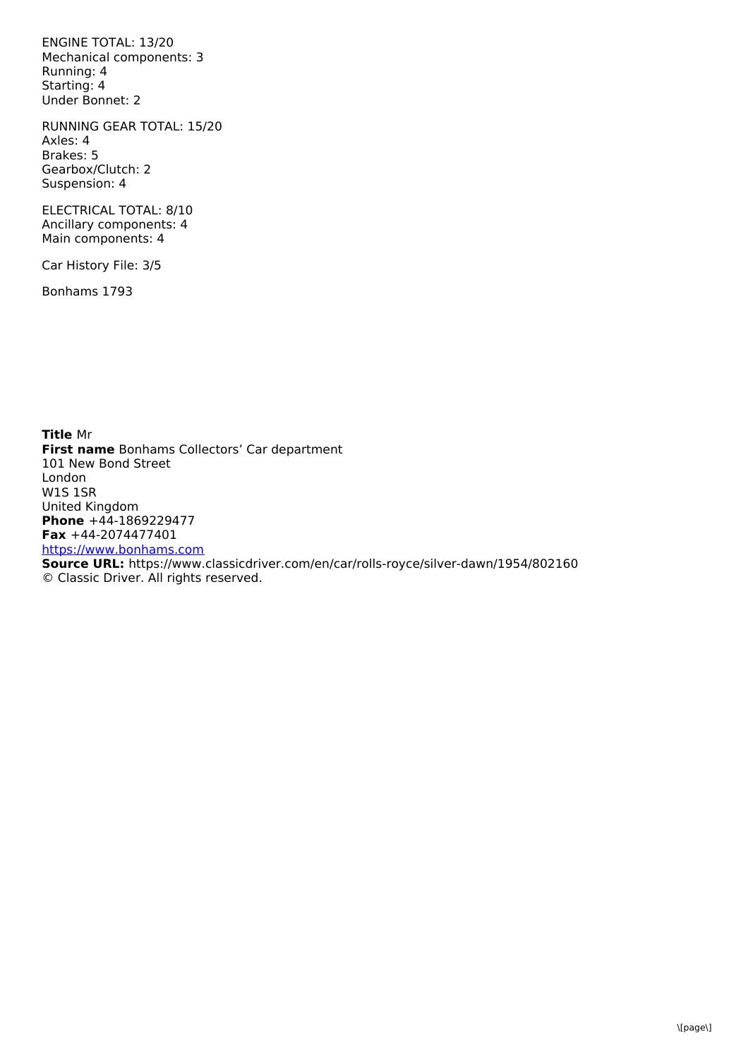ENGINE TOTAL: 13/20
Mechanical components: 3
Running: 4
Starting: 4
Under Bonnet: 2

RUNNING GEAR TOTAL: 15/20
Axles: 4
Brakes: 5
Gearbox/Clutch: 2
Suspension: 4

ELECTRICAL TOTAL: 8/10
Ancillary components: 4
Main components: 4

Car History File: 3/5

Bonhams 1793

**Title** Mr
**First name** Bonhams Collectors' Car department
101 New Bond Street
London
W1S 1SR
United Kingdom
**Phone** +44-1869229477
**Fax** +44-2074477401
https://www.bonhams.com
**Source URL:** https://www.classicdriver.com/en/car/rolls-royce/silver-dawn/1954/802160
© Classic Driver. All rights reserved.